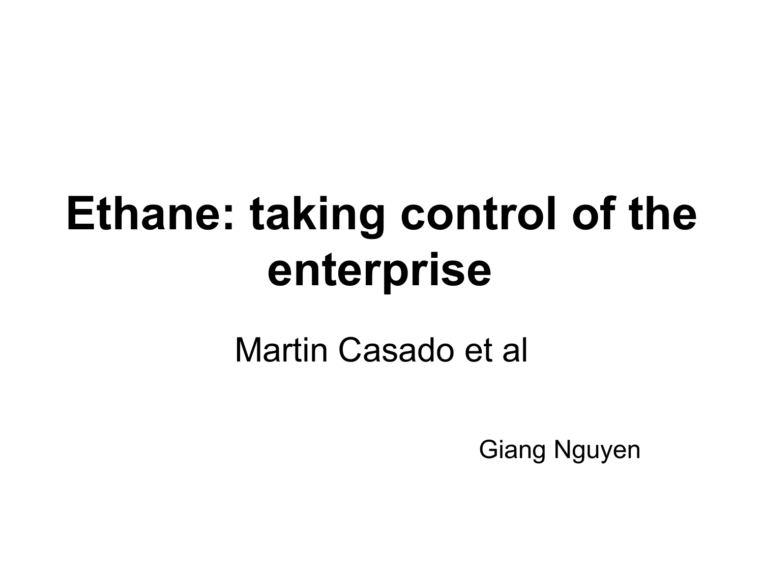# Ethane: taking control of the enterprise

Martin Casado et al

Giang Nguyen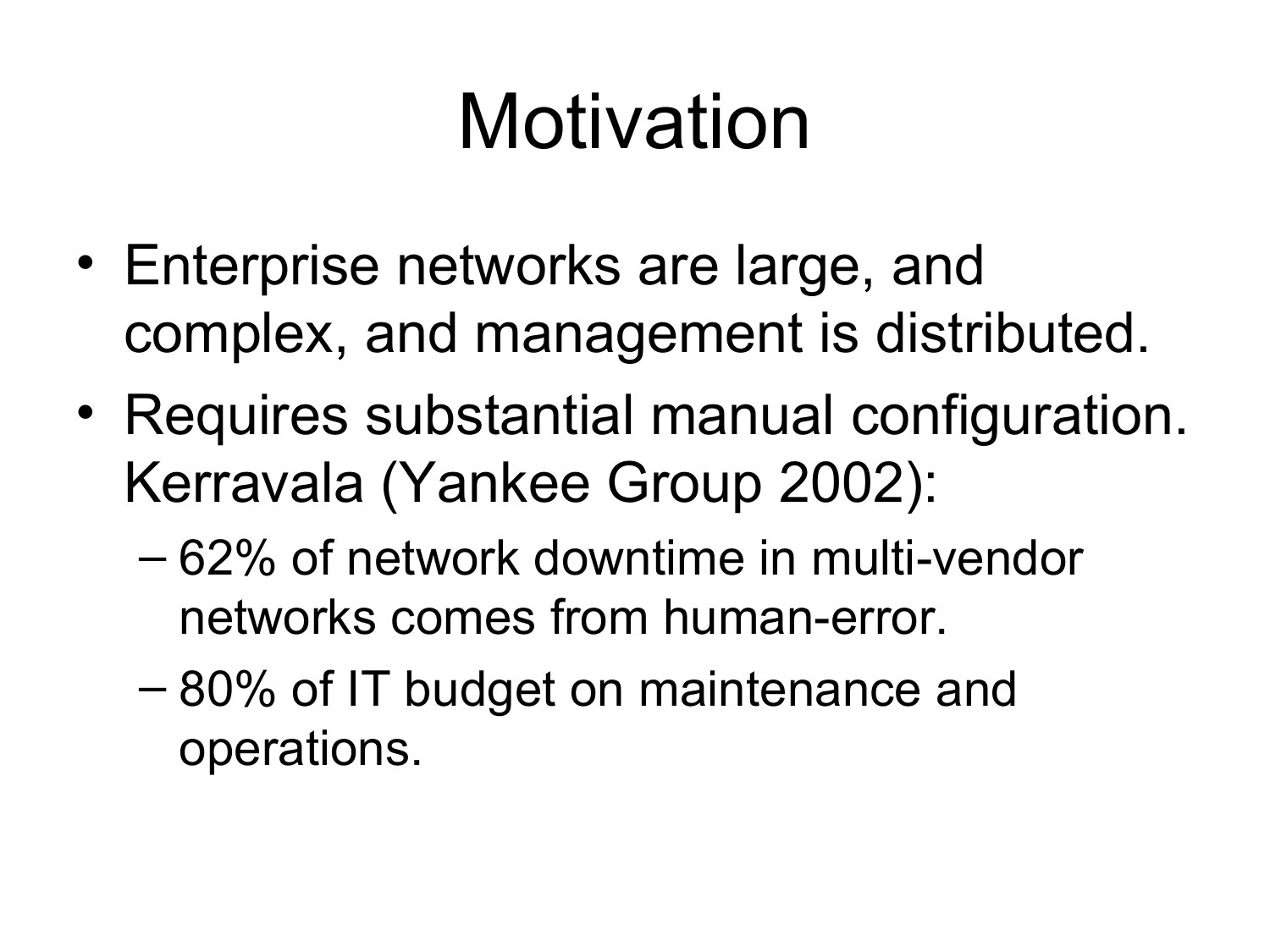# Motivation

- Enterprise networks are large, and complex, and management is distributed.
- Requires substantial manual configuration. Kerravala (Yankee Group 2002):
  - 62% of network downtime in multi-vendor networks comes from human-error.
  - 80% of IT budget on maintenance and operations.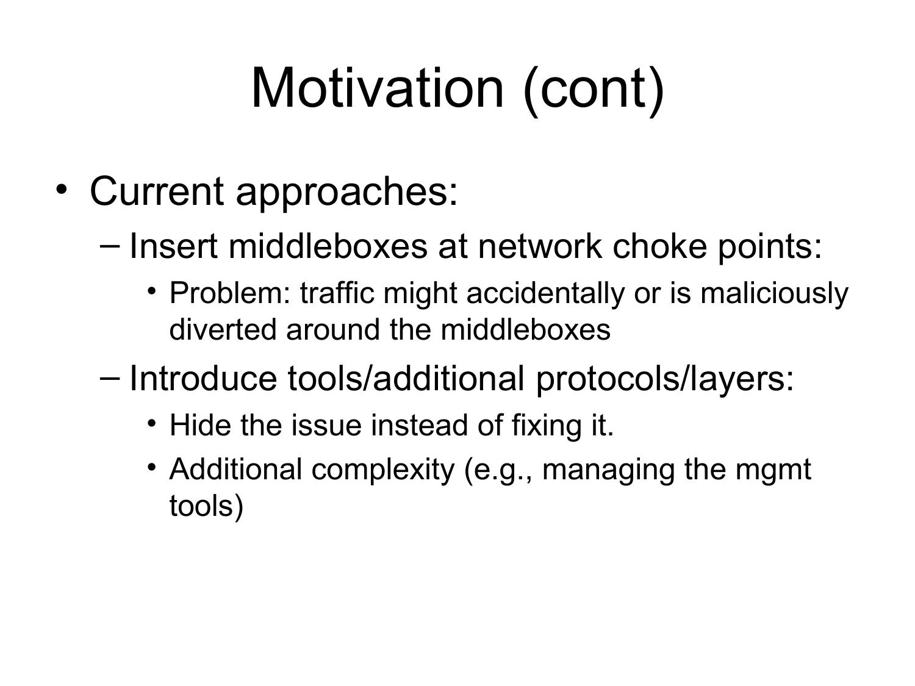# Motivation (cont)

- Current approaches:
  - Insert middleboxes at network choke points:
    - Problem: traffic might accidentally or is maliciously diverted around the middleboxes
  - Introduce tools/additional protocols/layers:
    - Hide the issue instead of fixing it.
    - Additional complexity (e.g., managing the mgmt tools)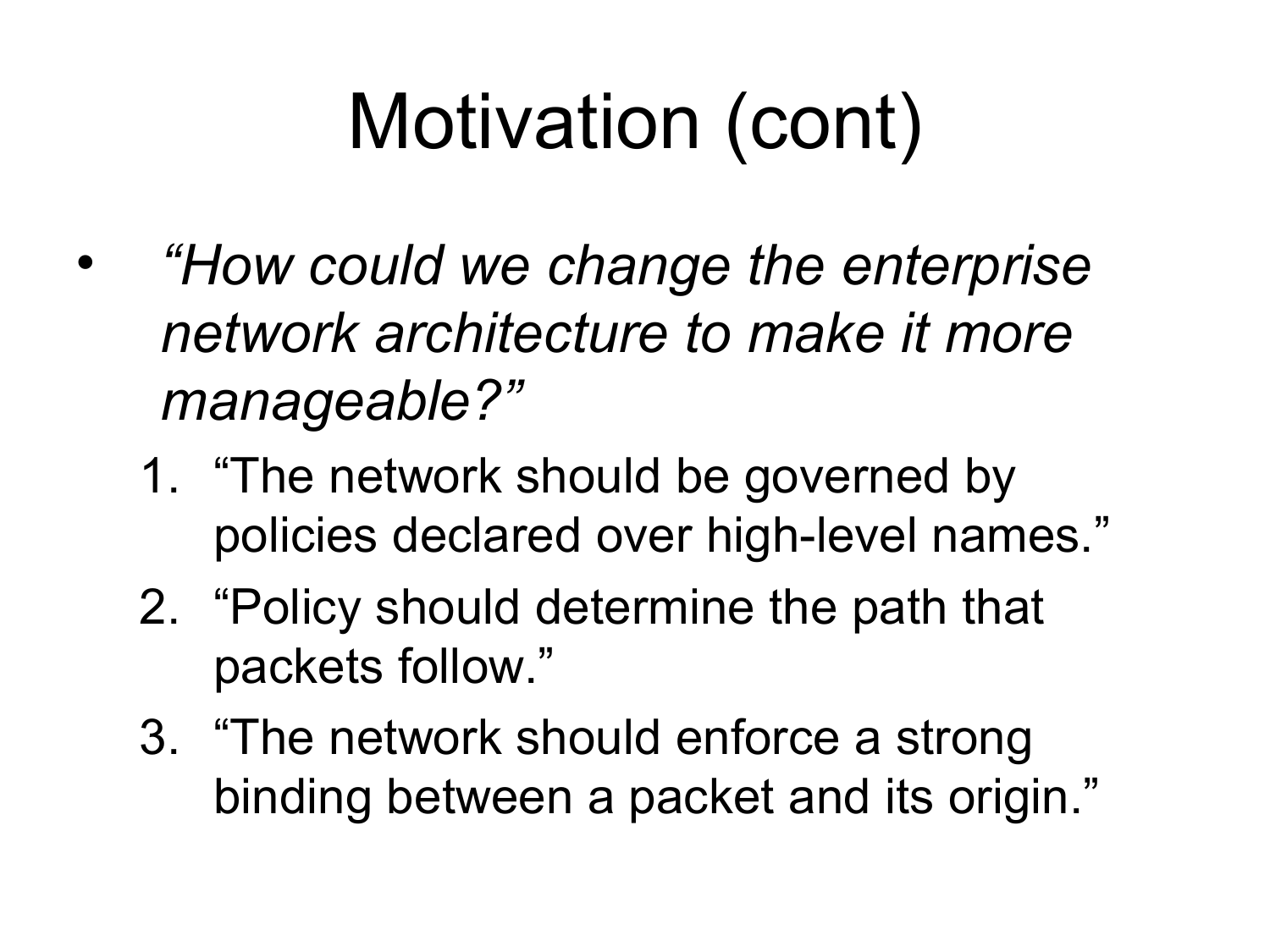# Motivation (cont)

- *"How could we change the enterprise network architecture to make it more manageable?"*
  1. "The network should be governed by policies declared over high-level names."
  2. "Policy should determine the path that packets follow."
  3. "The network should enforce a strong binding between a packet and its origin."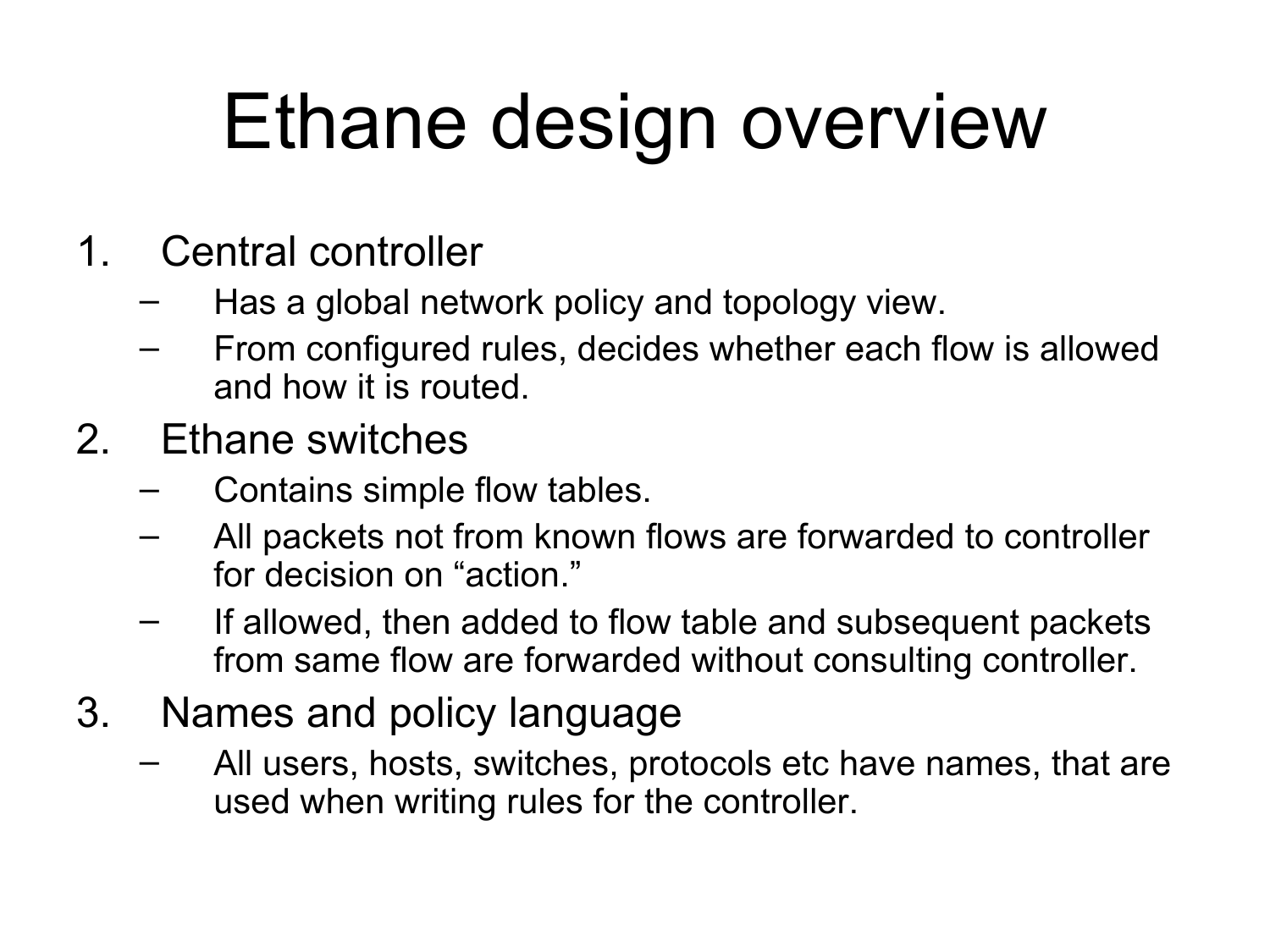# Ethane design overview

1. Central controller
   - Has a global network policy and topology view.
   - From configured rules, decides whether each flow is allowed and how it is routed.
2. Ethane switches
   - Contains simple flow tables.
   - All packets not from known flows are forwarded to controller for decision on "action."
   - If allowed, then added to flow table and subsequent packets from same flow are forwarded without consulting controller.
3. Names and policy language
   - All users, hosts, switches, protocols etc have names, that are used when writing rules for the controller.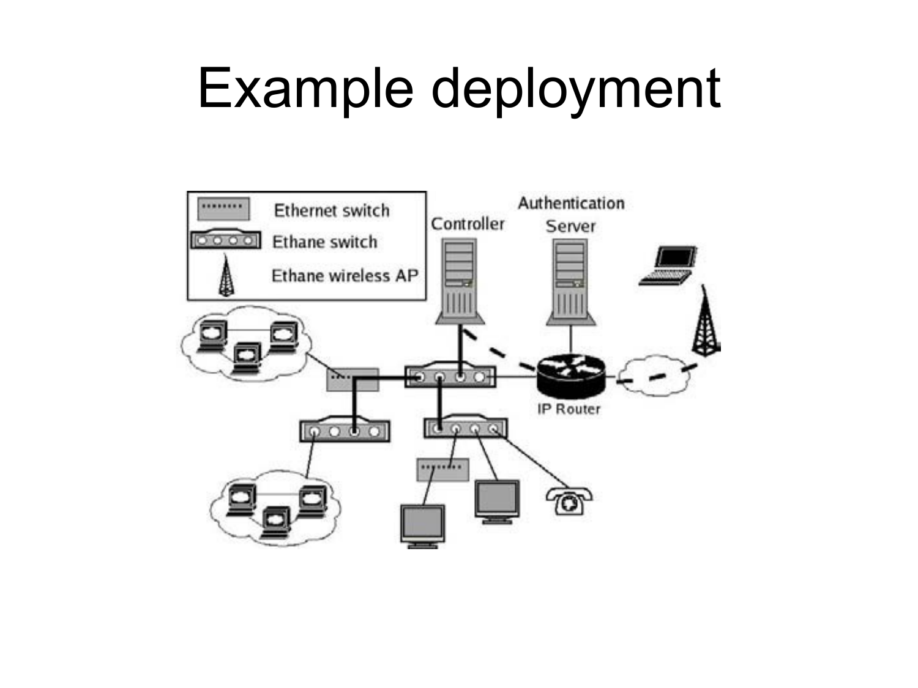# Example deployment

Ethernet switch

Ethane switch

Ethane wireless AP

Controller

Authentication Server

IP Router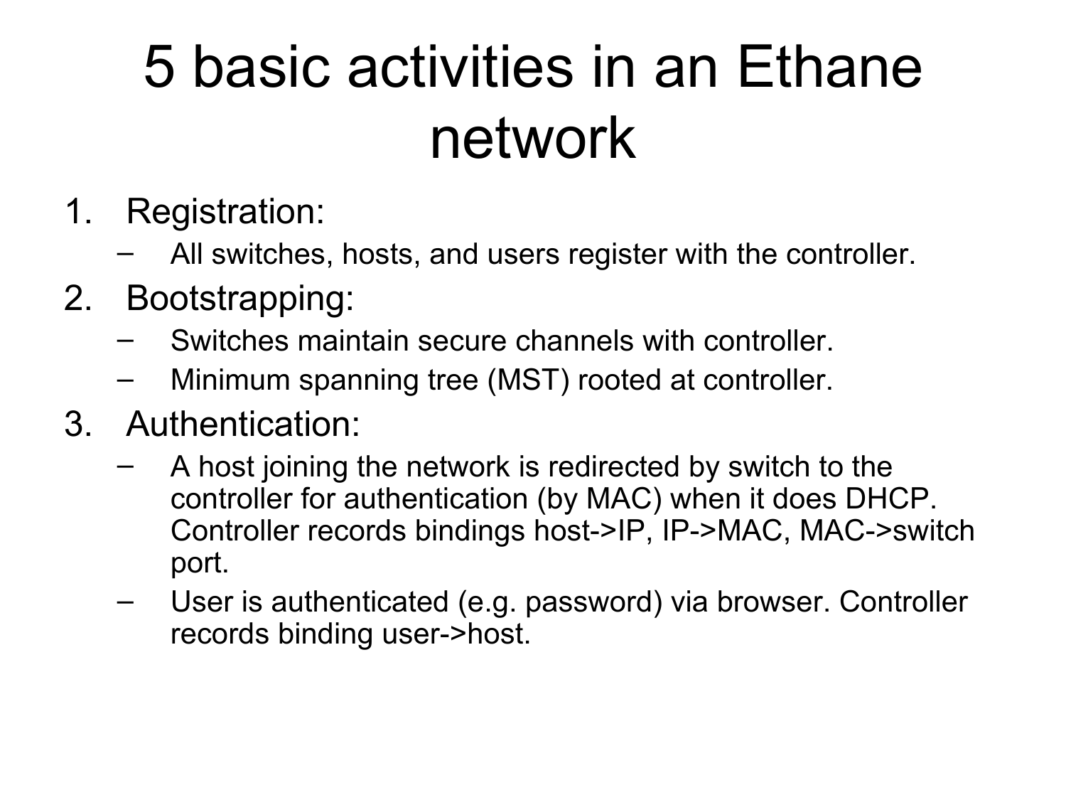# 5 basic activities in an Ethane network

1. Registration:
   - All switches, hosts, and users register with the controller.
2. Bootstrapping:
   - Switches maintain secure channels with controller.
   - Minimum spanning tree (MST) rooted at controller.
3. Authentication:
   - A host joining the network is redirected by switch to the controller for authentication (by MAC) when it does DHCP. Controller records bindings host->IP, IP->MAC, MAC->switch port.
   - User is authenticated (e.g. password) via browser. Controller records binding user->host.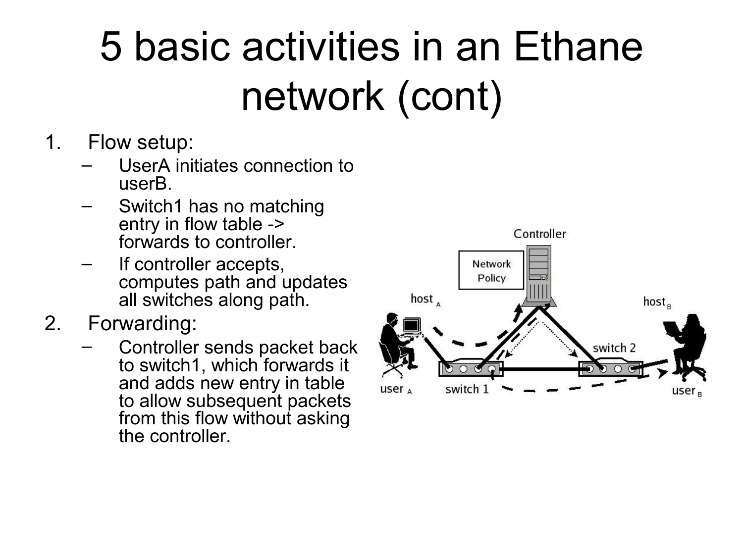# 5 basic activities in an Ethane network (cont)

1. Flow setup:
   - UserA initiates connection to userB.
   - Switch1 has no matching entry in flow table -> forwards to controller.
   - If controller accepts, computes path and updates all switches along path.
2. Forwarding:
   - Controller sends packet back to switch1, which forwards it and adds new entry in table to allow subsequent packets from this flow without asking the controller.

Controller
Network Policy
host $_A$
host $_B$
switch 2
user $_A$
switch 1
user $_B$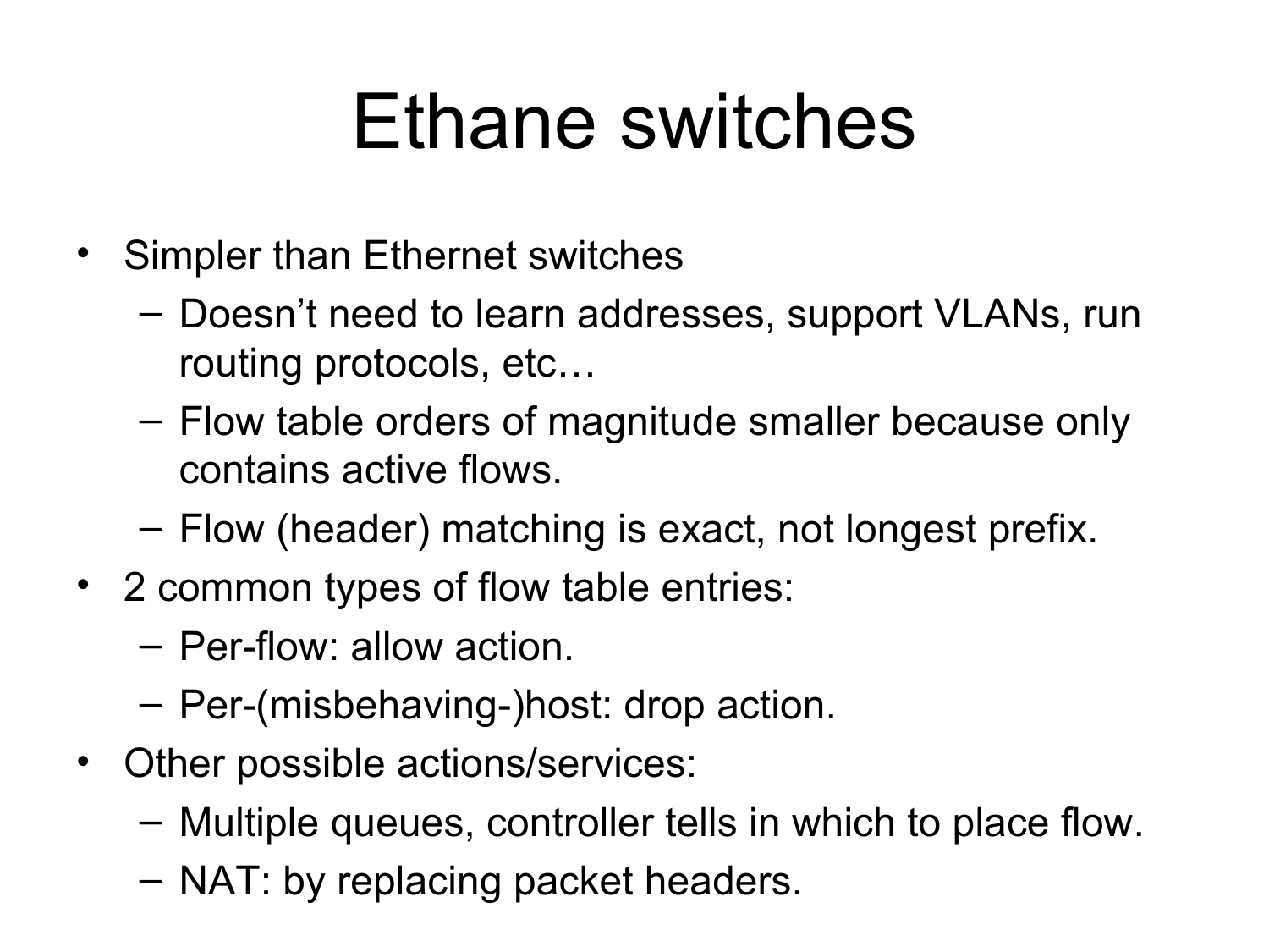# Ethane switches

- Simpler than Ethernet switches
  - Doesn’t need to learn addresses, support VLANs, run routing protocols, etc…
  - Flow table orders of magnitude smaller because only contains active flows.
  - Flow (header) matching is exact, not longest prefix.
- 2 common types of flow table entries:
  - Per-flow: allow action.
  - Per-(misbehaving-)host: drop action.
- Other possible actions/services:
  - Multiple queues, controller tells in which to place flow.
  - NAT: by replacing packet headers.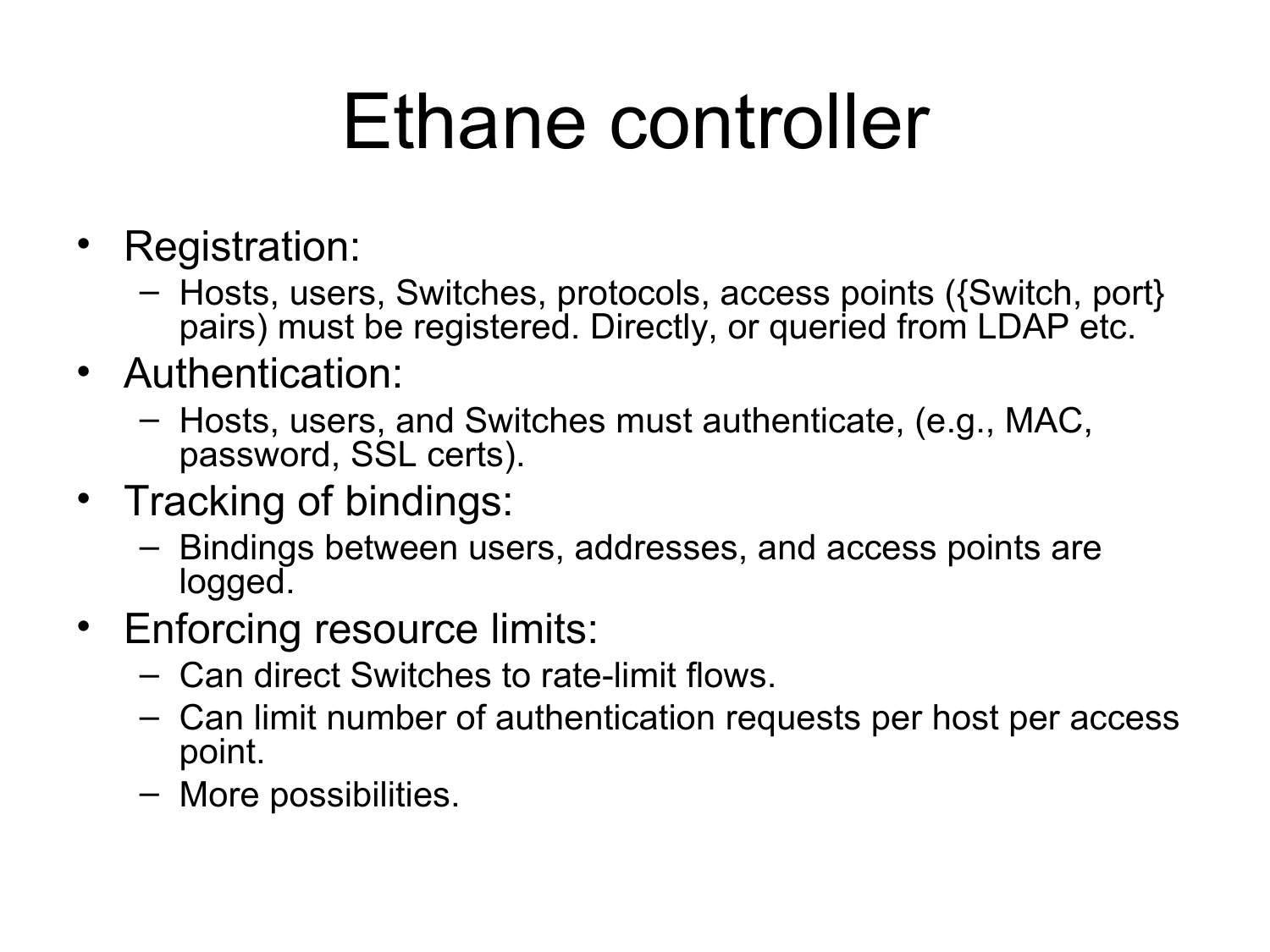# Ethane controller

- Registration:
  - Hosts, users, Switches, protocols, access points ({Switch, port} pairs) must be registered. Directly, or queried from LDAP etc.
- Authentication:
  - Hosts, users, and Switches must authenticate, (e.g., MAC, password, SSL certs).
- Tracking of bindings:
  - Bindings between users, addresses, and access points are logged.
- Enforcing resource limits:
  - Can direct Switches to rate-limit flows.
  - Can limit number of authentication requests per host per access point.
  - More possibilities.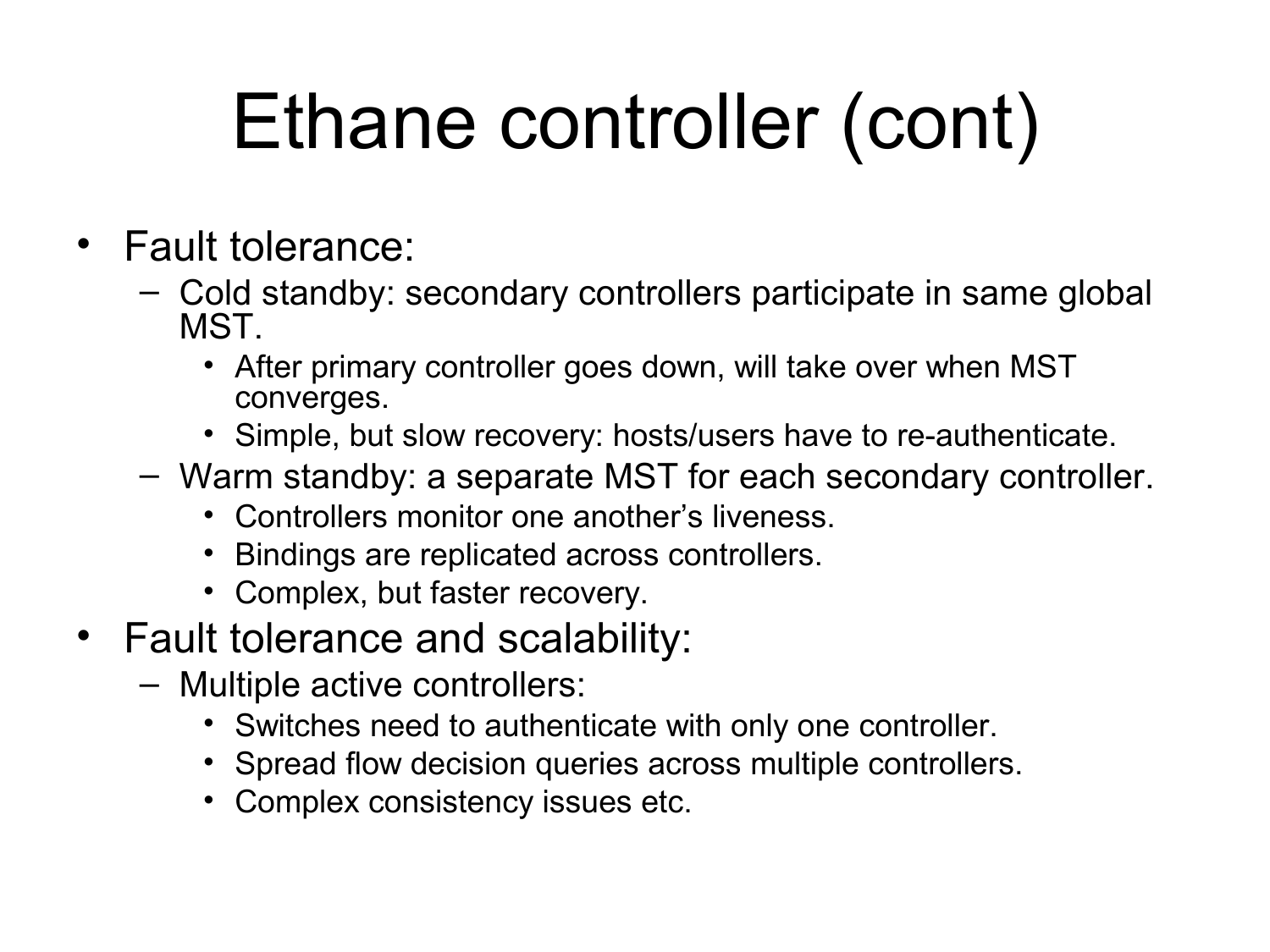# Ethane controller (cont)

- Fault tolerance:
  - Cold standby: secondary controllers participate in same global MST.
    - After primary controller goes down, will take over when MST converges.
    - Simple, but slow recovery: hosts/users have to re-authenticate.
  - Warm standby: a separate MST for each secondary controller.
    - Controllers monitor one another's liveness.
    - Bindings are replicated across controllers.
    - Complex, but faster recovery.
- Fault tolerance and scalability:
  - Multiple active controllers:
    - Switches need to authenticate with only one controller.
    - Spread flow decision queries across multiple controllers.
    - Complex consistency issues etc.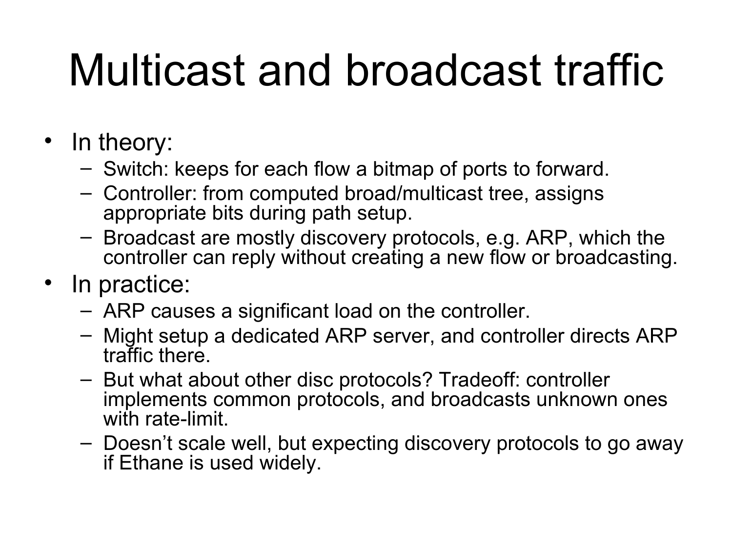# Multicast and broadcast traffic

- In theory:
  - Switch: keeps for each flow a bitmap of ports to forward.
  - Controller: from computed broad/multicast tree, assigns appropriate bits during path setup.
  - Broadcast are mostly discovery protocols, e.g. ARP, which the controller can reply without creating a new flow or broadcasting.
- In practice:
  - ARP causes a significant load on the controller.
  - Might setup a dedicated ARP server, and controller directs ARP traffic there.
  - But what about other disc protocols? Tradeoff: controller implements common protocols, and broadcasts unknown ones with rate-limit.
  - Doesn’t scale well, but expecting discovery protocols to go away if Ethane is used widely.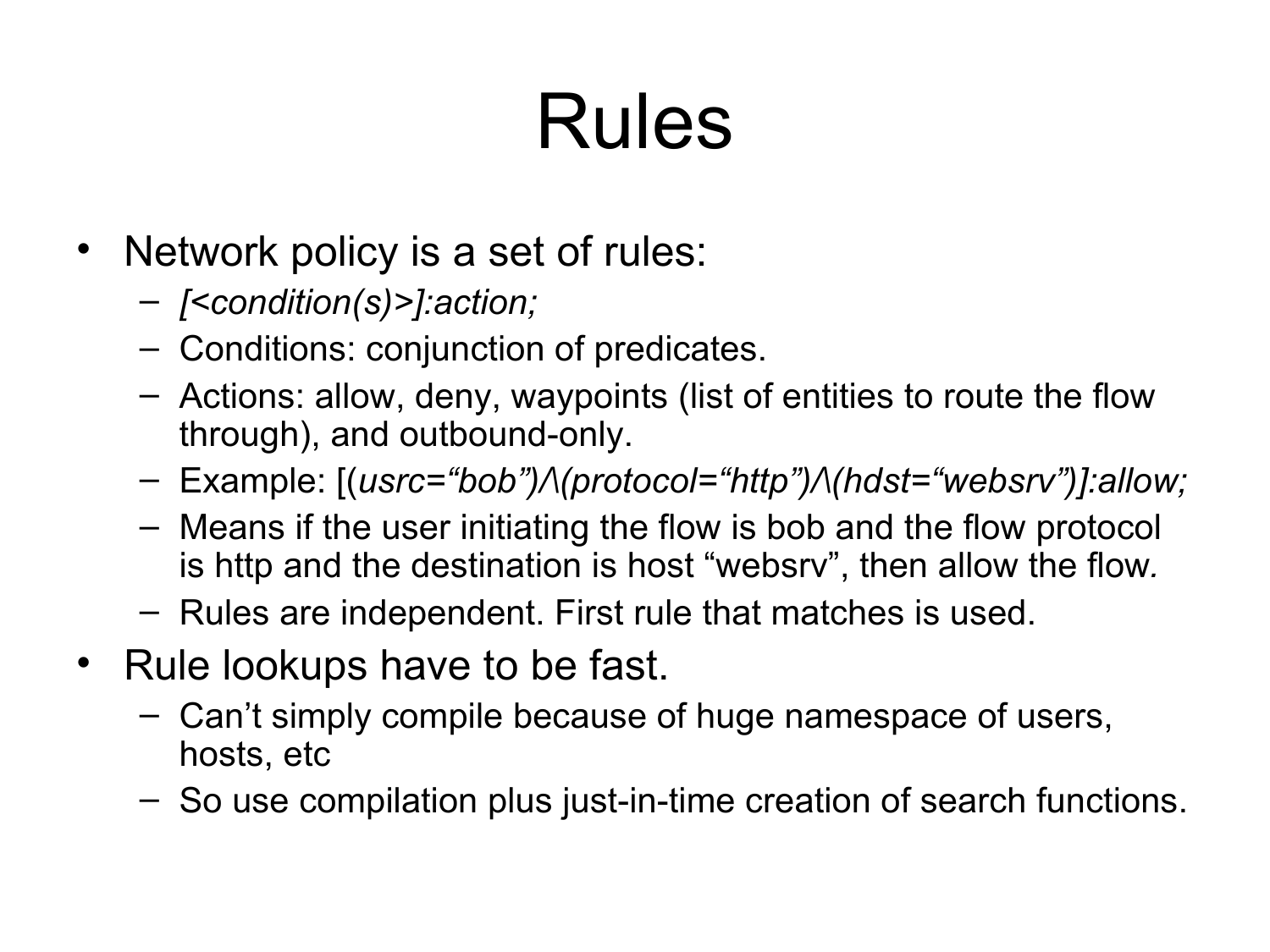# Rules

- Network policy is a set of rules:
  - *[<condition(s)>]:action;*
  - Conditions: conjunction of predicates.
  - Actions: allow, deny, waypoints (list of entities to route the flow through), and outbound-only.
  - Example: [(*usrc="bob")/\(protocol="http")/\(hdst="websrv")]:allow;*
  - Means if the user initiating the flow is bob and the flow protocol is http and the destination is host "websrv", then allow the flow.
  - Rules are independent. First rule that matches is used.
- Rule lookups have to be fast.
  - Can't simply compile because of huge namespace of users, hosts, etc
  - So use compilation plus just-in-time creation of search functions.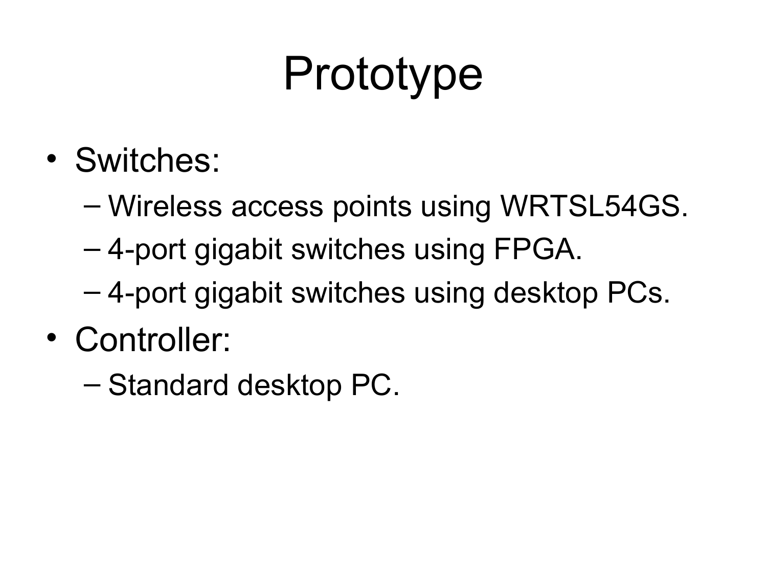# Prototype

- Switches:
  - Wireless access points using WRTSL54GS.
  - 4-port gigabit switches using FPGA.
  - 4-port gigabit switches using desktop PCs.
- Controller:
  - Standard desktop PC.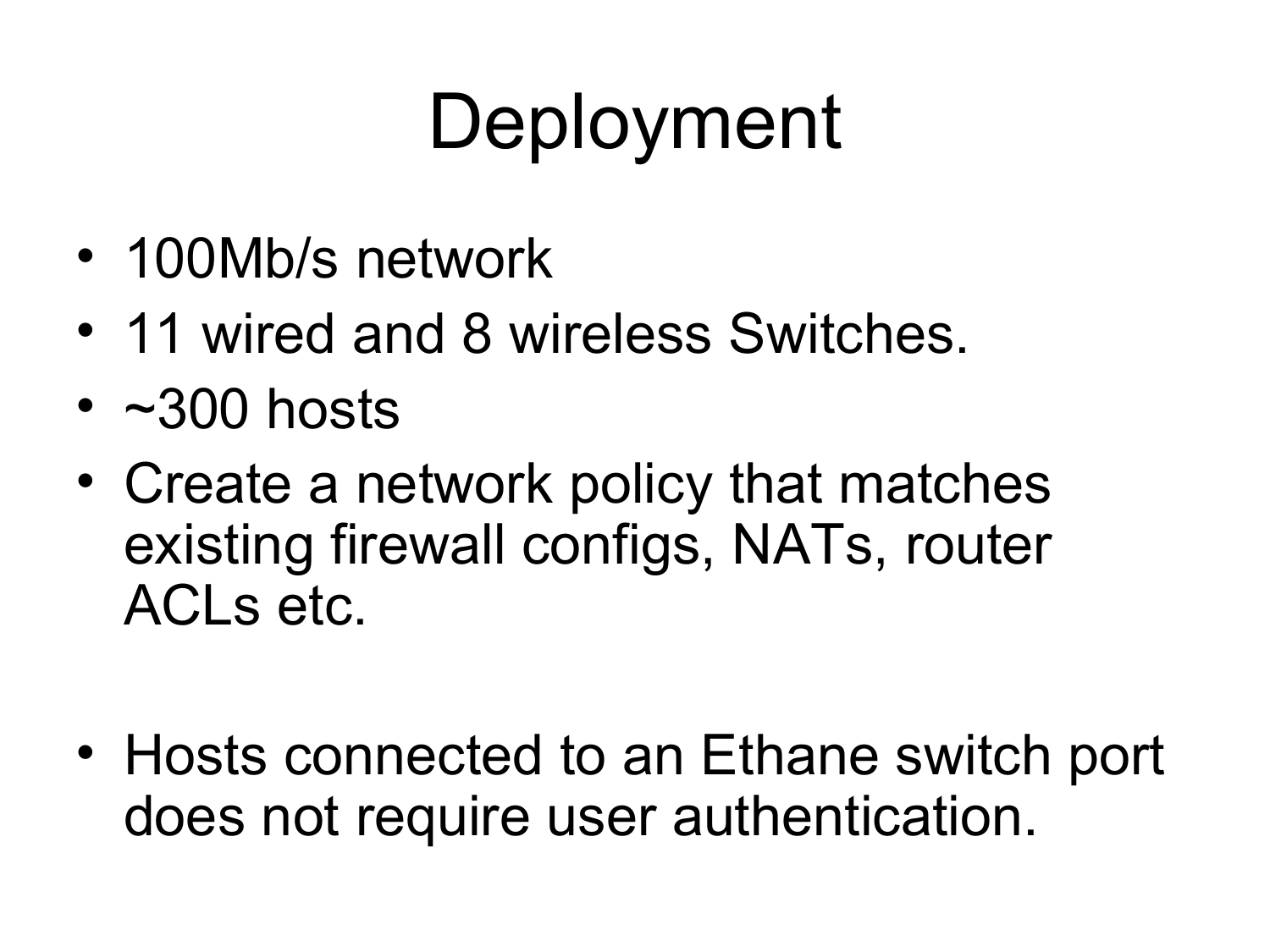# Deployment

- 100Mb/s network
- 11 wired and 8 wireless Switches.
- ~300 hosts
- Create a network policy that matches existing firewall configs, NATs, router ACLs etc.

- Hosts connected to an Ethane switch port does not require user authentication.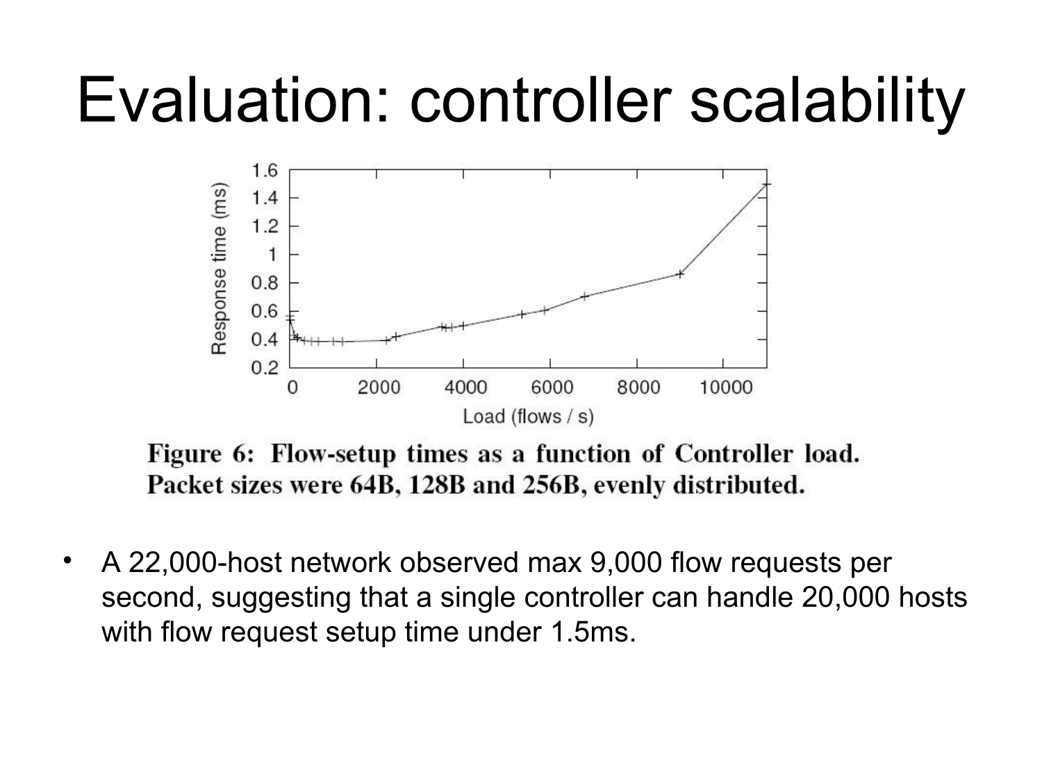# Evaluation: controller scalability

1.6
1.4
1.2
1
0.8
0.6
0.4
0.2

Response time (ms)

0
2000
4000
6000
8000
10000

Load (flows / s)

**Figure 6: Flow-setup times as a function of Controller load. Packet sizes were 64B, 128B and 256B, evenly distributed.**

- A 22,000-host network observed max 9,000 flow requests per second, suggesting that a single controller can handle 20,000 hosts with flow request setup time under 1.5ms.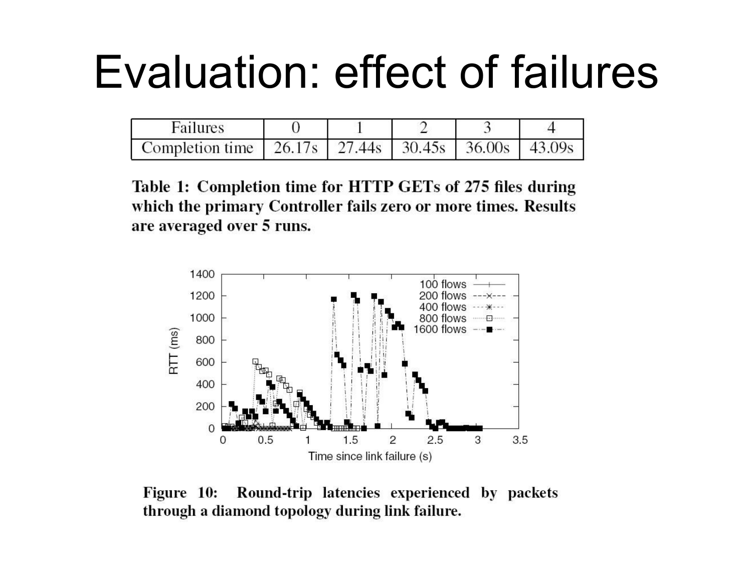# Evaluation: effect of failures

| Failures | 0 | 1 | 2 | 3 | 4 |
|---|---|---|---|---|---|
| Completion time | 26.17s | 27.44s | 30.45s | 36.00s | 43.09s |

**Table 1: Completion time for HTTP GETs of 275 files during which the primary Controller fails zero or more times. Results are averaged over 5 runs.**

RTT (ms)

1400
1200
1000
800
600
400
200
0

0 0.5 1 1.5 2 2.5 3 3.5

Time since link failure (s)

100 flows
200 flows
400 flows
800 flows
1600 flows

**Figure 10: Round-trip latencies experienced by packets through a diamond topology during link failure.**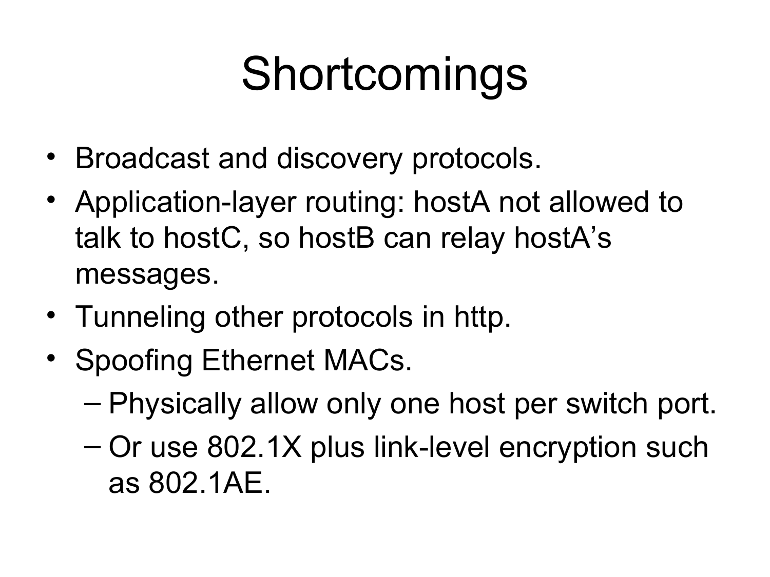# Shortcomings

- Broadcast and discovery protocols.
- Application-layer routing: hostA not allowed to talk to hostC, so hostB can relay hostA's messages.
- Tunneling other protocols in http.
- Spoofing Ethernet MACs.
  - Physically allow only one host per switch port.
  - Or use 802.1X plus link-level encryption such as 802.1AE.